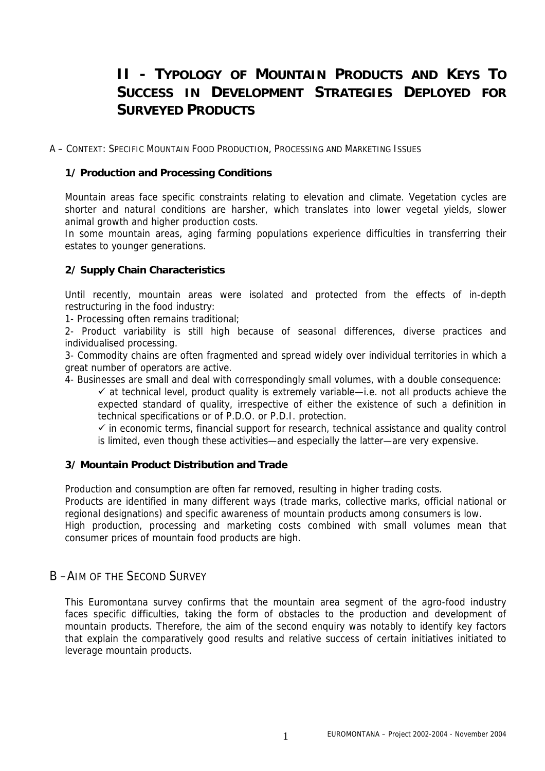# II - Typology of Mountain Products and Keys To Success in Development Strategies Deployed for Surveyed Products

## A – Context: Specific Mountain Food Production, Processing and Marketing Issues

### 1/ Production and Processing Conditions

Mountain areas face specific constraints relating to elevation and climate. Vegetation cycles are shorter and natural conditions are harsher, which translates into lower vegetal yields, slower animal growth and higher production costs.

In some mountain areas, aging farming populations experience difficulties in transferring their estates to younger generations.

### 2/ Supply Chain Characteristics

Until recently, mountain areas were isolated and protected from the effects of in-depth restructuring in the food industry:

1- Processing often remains traditional;

2- Product variability is still high because of seasonal differences, diverse practices and individualised processing.

3- Commodity chains are often fragmented and spread widely over individual territories in which a great number of operators are active.

4- Businesses are small and deal with correspondingly small volumes, with a double consequence:

- ✓ at technical level, product quality is extremely variable—i.e. not all products achieve the expected standard of quality, irrespective of either the existence of such a definition in technical specifications or of P.D.O. or P.D.I. protection.
- ✓ in economic terms, financial support for research, technical assistance and quality control is limited, even though these activities—and especially the latter—are very expensive.

### 3/ Mountain Product Distribution and Trade

Production and consumption are often far removed, resulting in higher trading costs.

Products are identified in many different ways (trade marks, collective marks, official national or regional designations) and specific awareness of mountain products among consumers is low.

High production, processing and marketing costs combined with small volumes mean that consumer prices of mountain food products are high.

## B – Aim of the Second Survey

This Euromontana survey confirms that the mountain area segment of the agro-food industry faces specific difficulties, taking the form of obstacles to the production and development of mountain products. Therefore, the aim of the second enquiry was notably to identify key factors that explain the comparatively good results and relative success of certain initiatives initiated to leverage mountain products.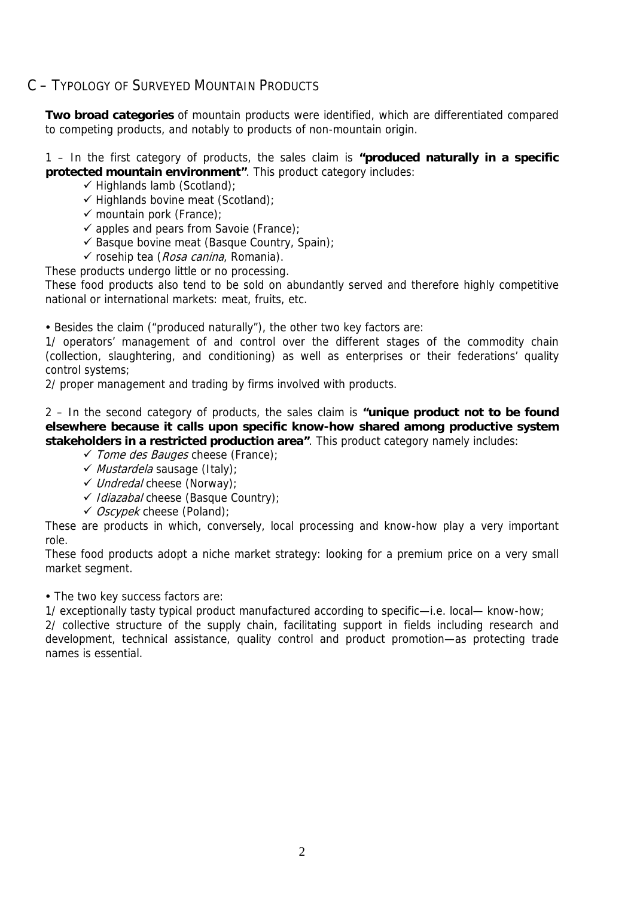## C – Typology of Surveyed Mountain Products

**Two broad categories** of mountain products were identified, which are differentiated compared to competing products, and notably to products of non-mountain origin.

1 – In the first category of products, the sales claim is **"produced naturally in a specific protected mountain environment"**. This product category includes:

- ✓ Highlands lamb (Scotland);
- ✓ Highlands bovine meat (Scotland);
- ✓ mountain pork (France);
- ✓ apples and pears from Savoie (France);
- ✓ Basque bovine meat (Basque Country, Spain);
- ✓ rosehip tea (*Rosa canina*, Romania).

These products undergo little or no processing.

These food products also tend to be sold on abundantly served and therefore highly competitive national or international markets: meat, fruits, etc.

• Besides the claim ("produced naturally"), the other two key factors are:

1/ operators' management of and control over the different stages of the commodity chain (collection, slaughtering, and conditioning) as well as enterprises or their federations' quality control systems;

2/ proper management and trading by firms involved with products.

2 – In the second category of products, the sales claim is **"unique product not to be found elsewhere because it calls upon specific know-how shared among productive system stakeholders in a restricted production area"**. This product category namely includes:

- ✓ *Tome des Bauges* cheese (France);
- ✓ *Mustardela* sausage (Italy);
- ✓ *Undredal* cheese (Norway);
- ✓ *Idiazabal* cheese (Basque Country);
- ✓ *Oscypek* cheese (Poland);

These are products in which, conversely, local processing and know-how play a very important role.

These food products adopt a niche market strategy: looking for a premium price on a very small market segment.

• The two key success factors are:

1/ exceptionally tasty typical product manufactured according to specific—i.e. local— know-how;

2/ collective structure of the supply chain, facilitating support in fields including research and development, technical assistance, quality control and product promotion—as protecting trade names is essential.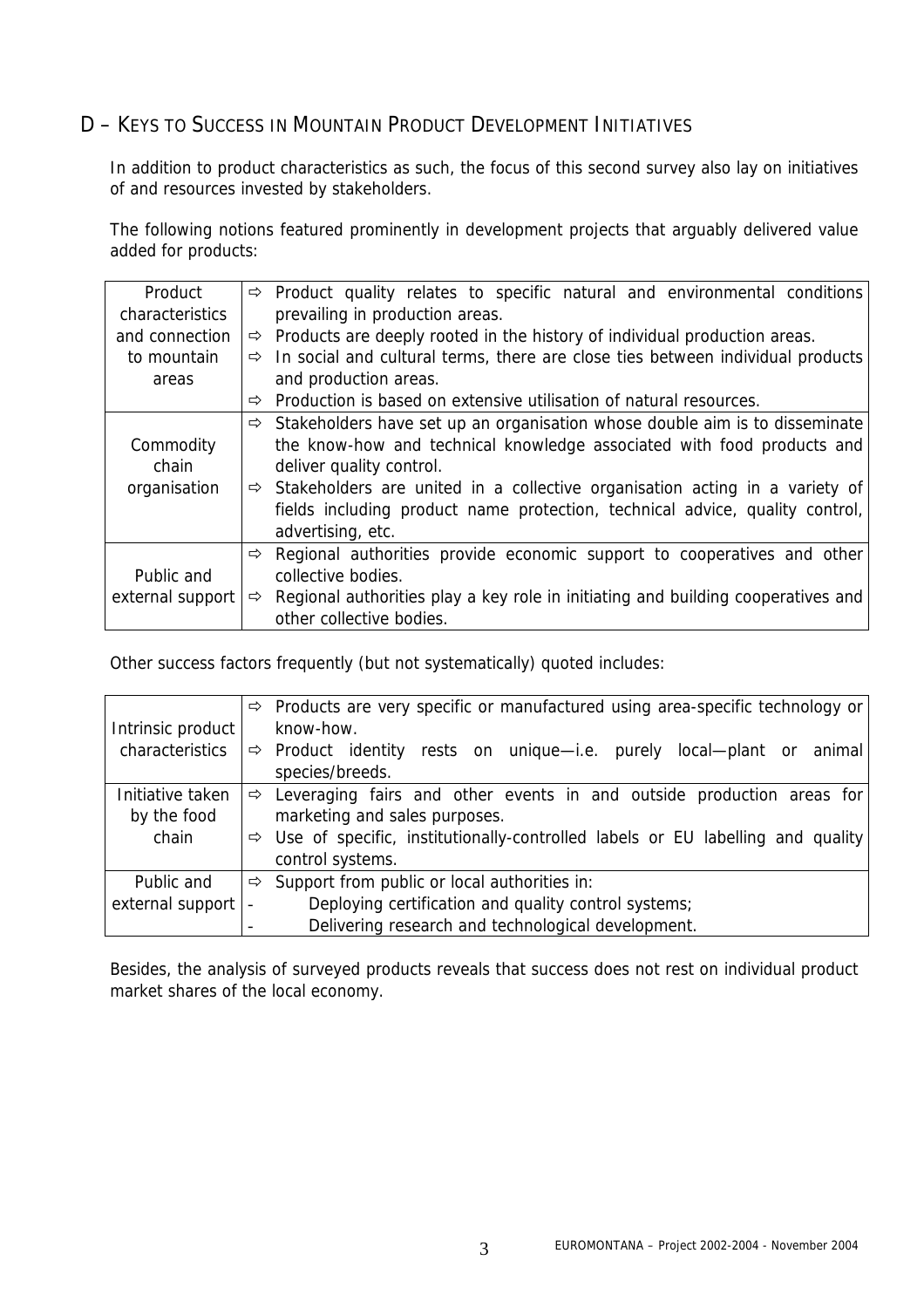## D – Keys to Success in Mountain Product Development Initiatives

In addition to product characteristics as such, the focus of this second survey also lay on initiatives of and resources invested by stakeholders.

The following notions featured prominently in development projects that arguably delivered value added for products:

| | |
|---|---|
| Product characteristics and connection to mountain areas | ⇨ Product quality relates to specific natural and environmental conditions prevailing in production areas.<br>⇨ Products are deeply rooted in the history of individual production areas.<br>⇨ In social and cultural terms, there are close ties between individual products and production areas.<br>⇨ Production is based on extensive utilisation of natural resources. |
| Commodity chain organisation | ⇨ Stakeholders have set up an organisation whose double aim is to disseminate the know-how and technical knowledge associated with food products and deliver quality control.<br>⇨ Stakeholders are united in a collective organisation acting in a variety of fields including product name protection, technical advice, quality control, advertising, etc. |
| Public and external support | ⇨ Regional authorities provide economic support to cooperatives and other collective bodies.<br>⇨ Regional authorities play a key role in initiating and building cooperatives and other collective bodies. |

Other success factors frequently (but not systematically) quoted includes:

| | |
|---|---|
| Intrinsic product characteristics | ⇨ Products are very specific or manufactured using area-specific technology or know-how.<br>⇨ Product identity rests on unique—i.e. purely local—plant or animal species/breeds. |
| Initiative taken by the food chain | ⇨ Leveraging fairs and other events in and outside production areas for marketing and sales purposes.<br>⇨ Use of specific, institutionally-controlled labels or EU labelling and quality control systems. |
| Public and external support | ⇨ Support from public or local authorities in:<br>- Deploying certification and quality control systems;<br>- Delivering research and technological development. |

Besides, the analysis of surveyed products reveals that success does not rest on individual product market shares of the local economy.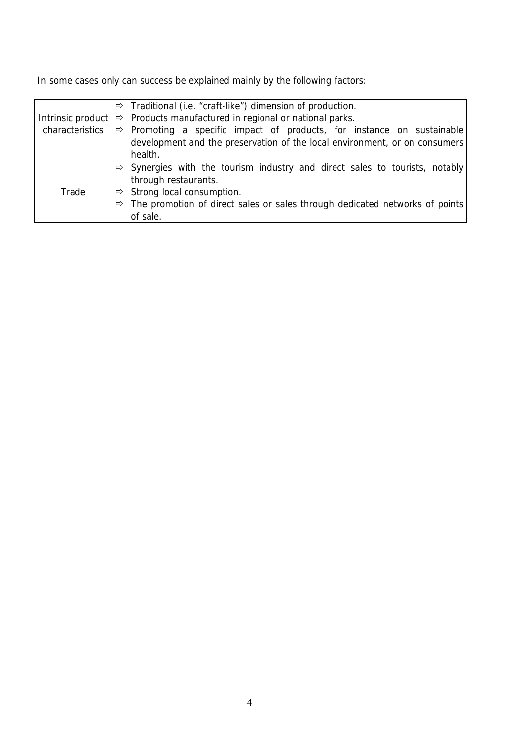In some cases only can success be explained mainly by the following factors:

| | |
|---|---|
| Intrinsic product characteristics | ⇨ Traditional (i.e. "craft-like") dimension of production.<br>⇨ Products manufactured in regional or national parks.<br>⇨ Promoting a specific impact of products, for instance on sustainable development and the preservation of the local environment, or on consumers health. |
| Trade | ⇨ Synergies with the tourism industry and direct sales to tourists, notably through restaurants.<br>⇨ Strong local consumption.<br>⇨ The promotion of direct sales or sales through dedicated networks of points of sale. |